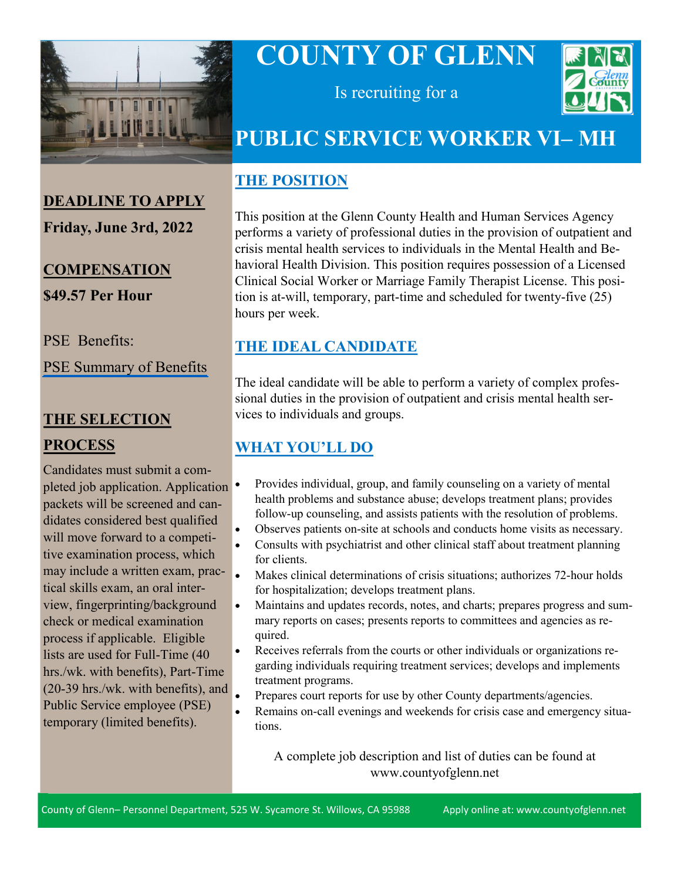# COUNTY OF GLENN

Is recruiting for a

# PUBLIC SERVICE WORKER VI– MH

## DEADLINE TO APPLY

**Friday, June 3rd, 2022**

## COMPENSATION

**$49.57 Per Hour**

PSE Benefits:

PSE Summary of Benefits

## THE SELECTION PROCESS

Candidates must submit a completed job application. Application packets will be screened and candidates considered best qualified will move forward to a competitive examination process, which may include a written exam, practical skills exam, an oral interview, fingerprinting/background check or medical examination process if applicable. Eligible lists are used for Full-Time (40 hrs./wk. with benefits), Part-Time (20-39 hrs./wk. with benefits), and Public Service employee (PSE) temporary (limited benefits).

## THE POSITION

This position at the Glenn County Health and Human Services Agency performs a variety of professional duties in the provision of outpatient and crisis mental health services to individuals in the Mental Health and Behavioral Health Division. This position requires possession of a Licensed Clinical Social Worker or Marriage Family Therapist License. This position is at-will, temporary, part-time and scheduled for twenty-five (25) hours per week.

## THE IDEAL CANDIDATE

The ideal candidate will be able to perform a variety of complex professional duties in the provision of outpatient and crisis mental health services to individuals and groups.

## WHAT YOU'LL DO

- Provides individual, group, and family counseling on a variety of mental health problems and substance abuse; develops treatment plans; provides follow-up counseling, and assists patients with the resolution of problems.
- Observes patients on-site at schools and conducts home visits as necessary.
- Consults with psychiatrist and other clinical staff about treatment planning for clients.
- Makes clinical determinations of crisis situations; authorizes 72-hour holds for hospitalization; develops treatment plans.
- Maintains and updates records, notes, and charts; prepares progress and summary reports on cases; presents reports to committees and agencies as required.
- Receives referrals from the courts or other individuals or organizations regarding individuals requiring treatment services; develops and implements treatment programs.
- Prepares court reports for use by other County departments/agencies.
- Remains on-call evenings and weekends for crisis case and emergency situations.

A complete job description and list of duties can be found at www.countyofglenn.net

County of Glenn– Personnel Department, 525 W. Sycamore St. Willows, CA 95988 Apply online at: www.countyofglenn.net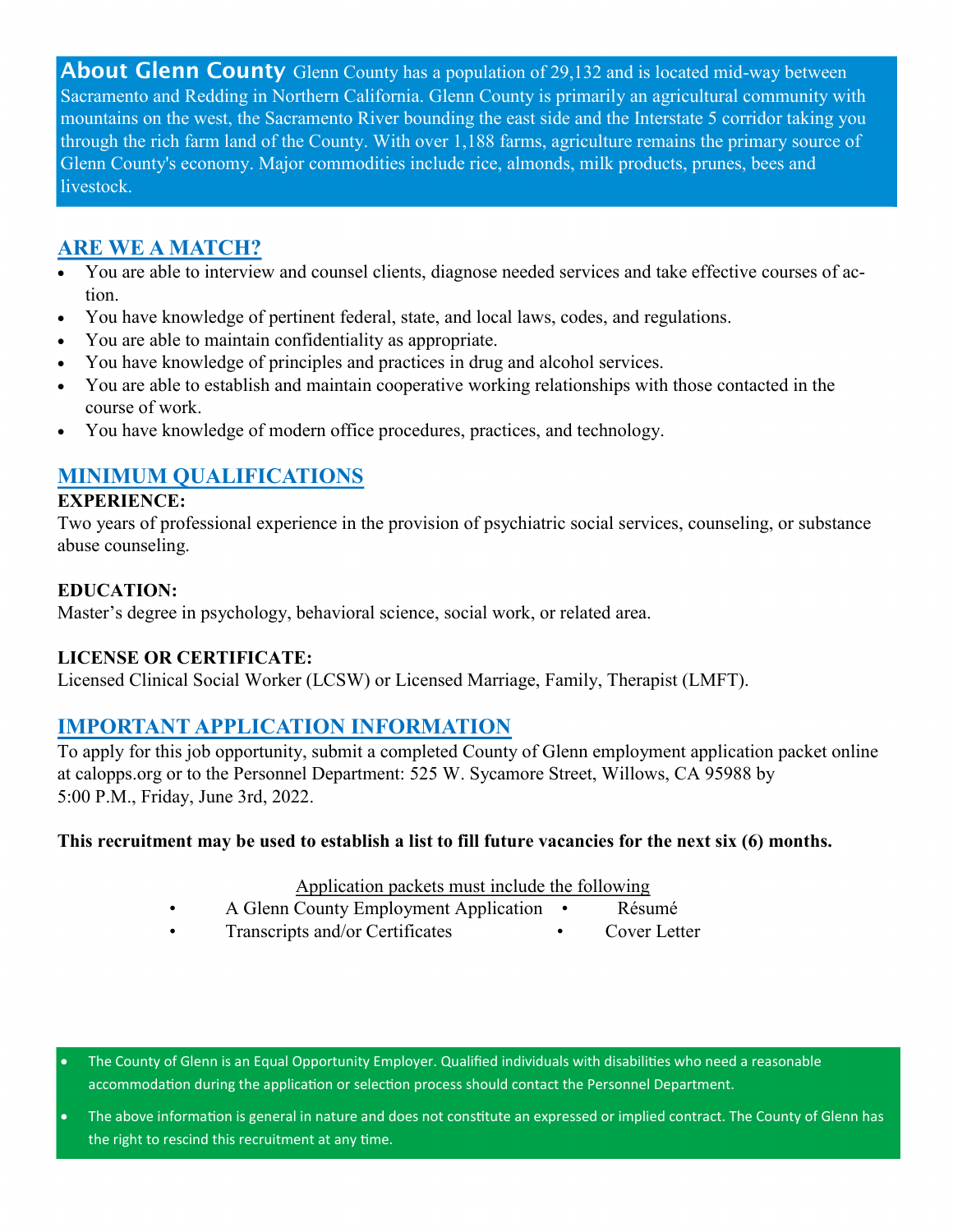**About Glenn County** Glenn County has a population of 29,132 and is located mid-way between Sacramento and Redding in Northern California. Glenn County is primarily an agricultural community with mountains on the west, the Sacramento River bounding the east side and the Interstate 5 corridor taking you through the rich farm land of the County. With over 1,188 farms, agriculture remains the primary source of Glenn County's economy. Major commodities include rice, almonds, milk products, prunes, bees and livestock.

## ARE WE A MATCH?

- You are able to interview and counsel clients, diagnose needed services and take effective courses of action.
- You have knowledge of pertinent federal, state, and local laws, codes, and regulations.
- You are able to maintain confidentiality as appropriate.
- You have knowledge of principles and practices in drug and alcohol services.
- You are able to establish and maintain cooperative working relationships with those contacted in the course of work.
- You have knowledge of modern office procedures, practices, and technology.

## MINIMUM QUALIFICATIONS

**EXPERIENCE:**

Two years of professional experience in the provision of psychiatric social services, counseling, or substance abuse counseling.

**EDUCATION:**

Master's degree in psychology, behavioral science, social work, or related area.

**LICENSE OR CERTIFICATE:**

Licensed Clinical Social Worker (LCSW) or Licensed Marriage, Family, Therapist (LMFT).

## IMPORTANT APPLICATION INFORMATION

To apply for this job opportunity, submit a completed County of Glenn employment application packet online at calopps.org or to the Personnel Department: 525 W. Sycamore Street, Willows, CA 95988 by 5:00 P.M., Friday, June 3rd, 2022.

**This recruitment may be used to establish a list to fill future vacancies for the next six (6) months.**

Application packets must include the following

- A Glenn County Employment Application
- Résumé
- Transcripts and/or Certificates
- Cover Letter

- The County of Glenn is an Equal Opportunity Employer. Qualified individuals with disabilities who need a reasonable accommodation during the application or selection process should contact the Personnel Department.
- The above information is general in nature and does not constitute an expressed or implied contract. The County of Glenn has the right to rescind this recruitment at any time.